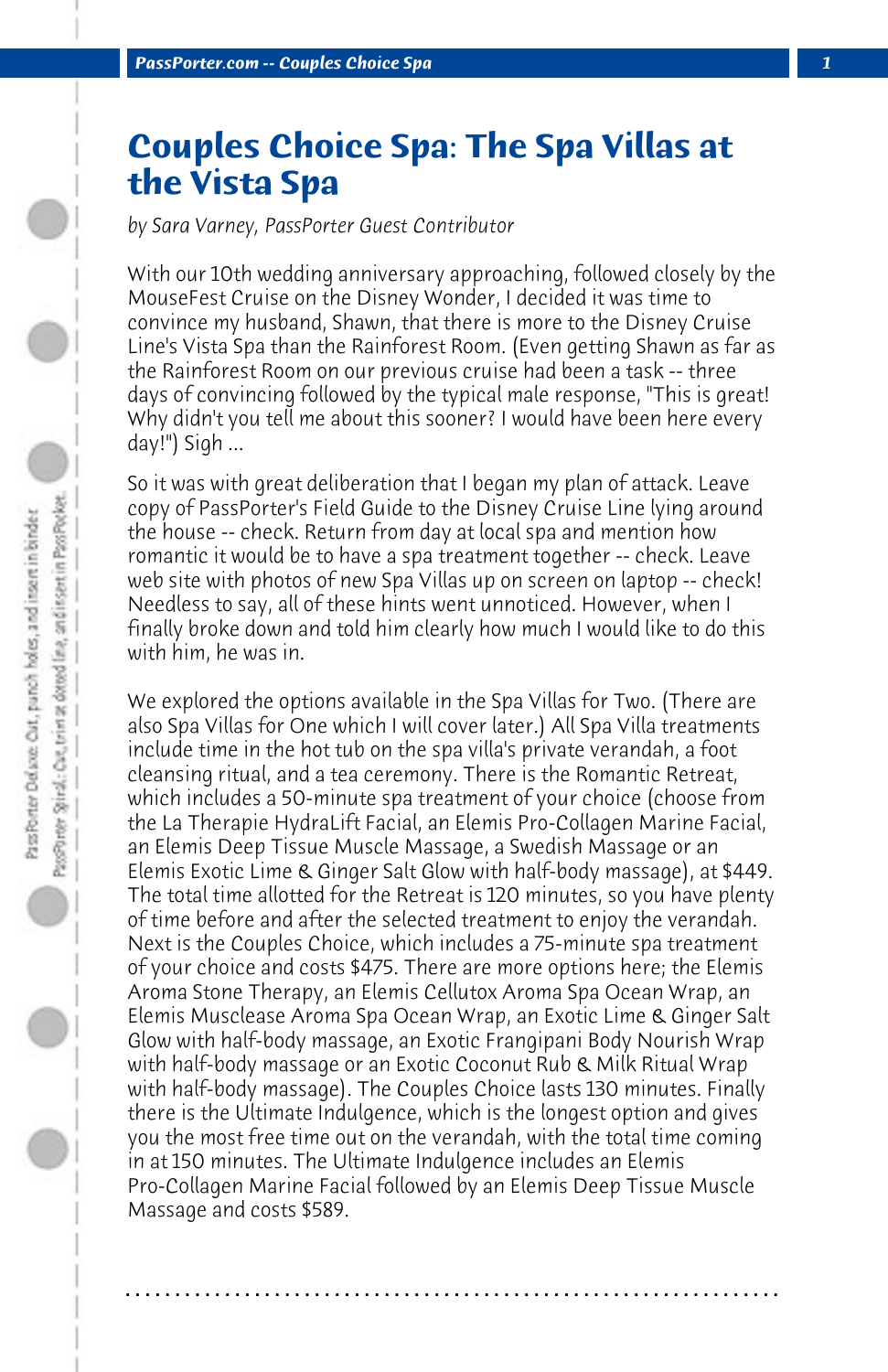# Couples Choice Spa: The Spa Villas at the Vista Spa

*by Sara Varney, PassPorter Guest Contributor*

With our 10th wedding anniversary approaching, followed closely by the MouseFest Cruise on the Disney Wonder, I decided it was time to convince my husband, Shawn, that there is more to the Disney Cruise Line's Vista Spa than the Rainforest Room. (Even getting Shawn as far as the Rainforest Room on our previous cruise had been a task -- three days of convincing followed by the typical male response, "This is great! Why didn't you tell me about this sooner? I would have been here every day!") Sigh ...

So it was with great deliberation that I began my plan of attack. Leave copy of PassPorter's Field Guide to the Disney Cruise Line lying around the house -- check. Return from day at local spa and mention how romantic it would be to have a spa treatment together -- check. Leave web site with photos of new Spa Villas up on screen on laptop -- check! Needless to say, all of these hints went unnoticed. However, when I finally broke down and told him clearly how much I would like to do this with him, he was in.

We explored the options available in the Spa Villas for Two. (There are also Spa Villas for One which I will cover later.) All Spa Villa treatments include time in the hot tub on the spa villa's private verandah, a foot cleansing ritual, and a tea ceremony. There is the Romantic Retreat, which includes a 50-minute spa treatment of your choice (choose from the La Therapie HydraLift Facial, an Elemis Pro-Collagen Marine Facial, an Elemis Deep Tissue Muscle Massage, a Swedish Massage or an Elemis Exotic Lime & Ginger Salt Glow with half-body massage), at $449. The total time allotted for the Retreat is 120 minutes, so you have plenty of time before and after the selected treatment to enjoy the verandah. Next is the Couples Choice, which includes a 75-minute spa treatment of your choice and costs $475. There are more options here; the Elemis Aroma Stone Therapy, an Elemis Cellutox Aroma Spa Ocean Wrap, an Elemis Musclease Aroma Spa Ocean Wrap, an Exotic Lime & Ginger Salt Glow with half-body massage, an Exotic Frangipani Body Nourish Wrap with half-body massage or an Exotic Coconut Rub & Milk Ritual Wrap with half-body massage). The Couples Choice lasts 130 minutes. Finally there is the Ultimate Indulgence, which is the longest option and gives you the most free time out on the verandah, with the total time coming in at 150 minutes. The Ultimate Indulgence includes an Elemis Pro-Collagen Marine Facial followed by an Elemis Deep Tissue Muscle Massage and costs $589.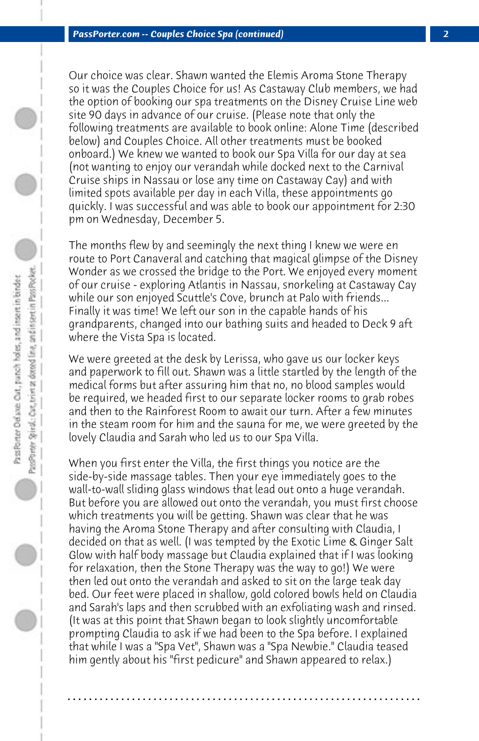Our choice was clear. Shawn wanted the Elemis Aroma Stone Therapy so it was the Couples Choice for us! As Castaway Club members, we had the option of booking our spa treatments on the Disney Cruise Line web site 90 days in advance of our cruise. (Please note that only the following treatments are available to book online: Alone Time (described below) and Couples Choice. All other treatments must be booked onboard.) We knew we wanted to book our Spa Villa for our day at sea (not wanting to enjoy our verandah while docked next to the Carnival Cruise ships in Nassau or lose any time on Castaway Cay) and with limited spots available per day in each Villa, these appointments go quickly. I was successful and was able to book our appointment for 2:30 pm on Wednesday, December 5.

The months flew by and seemingly the next thing I knew we were en route to Port Canaveral and catching that magical glimpse of the Disney Wonder as we crossed the bridge to the Port. We enjoyed every moment of our cruise - exploring Atlantis in Nassau, snorkeling at Castaway Cay while our son enjoyed Scuttle's Cove, brunch at Palo with friends... Finally it was time! We left our son in the capable hands of his grandparents, changed into our bathing suits and headed to Deck 9 aft where the Vista Spa is located.

We were greeted at the desk by Lerissa, who gave us our locker keys and paperwork to fill out. Shawn was a little startled by the length of the medical forms but after assuring him that no, no blood samples would be required, we headed first to our separate locker rooms to grab robes and then to the Rainforest Room to await our turn. After a few minutes in the steam room for him and the sauna for me, we were greeted by the lovely Claudia and Sarah who led us to our Spa Villa.

When you first enter the Villa, the first things you notice are the side-by-side massage tables. Then your eye immediately goes to the wall-to-wall sliding glass windows that lead out onto a huge verandah. But before you are allowed out onto the verandah, you must first choose which treatments you will be getting. Shawn was clear that he was having the Aroma Stone Therapy and after consulting with Claudia, I decided on that as well. (I was tempted by the Exotic Lime & Ginger Salt Glow with half body massage but Claudia explained that if I was looking for relaxation, then the Stone Therapy was the way to go!) We were then led out onto the verandah and asked to sit on the large teak day bed. Our feet were placed in shallow, gold colored bowls held on Claudia and Sarah's laps and then scrubbed with an exfoliating wash and rinsed. (It was at this point that Shawn began to look slightly uncomfortable prompting Claudia to ask if we had been to the Spa before. I explained that while I was a "Spa Vet", Shawn was a "Spa Newbie." Claudia teased him gently about his "first pedicure" and Shawn appeared to relax.)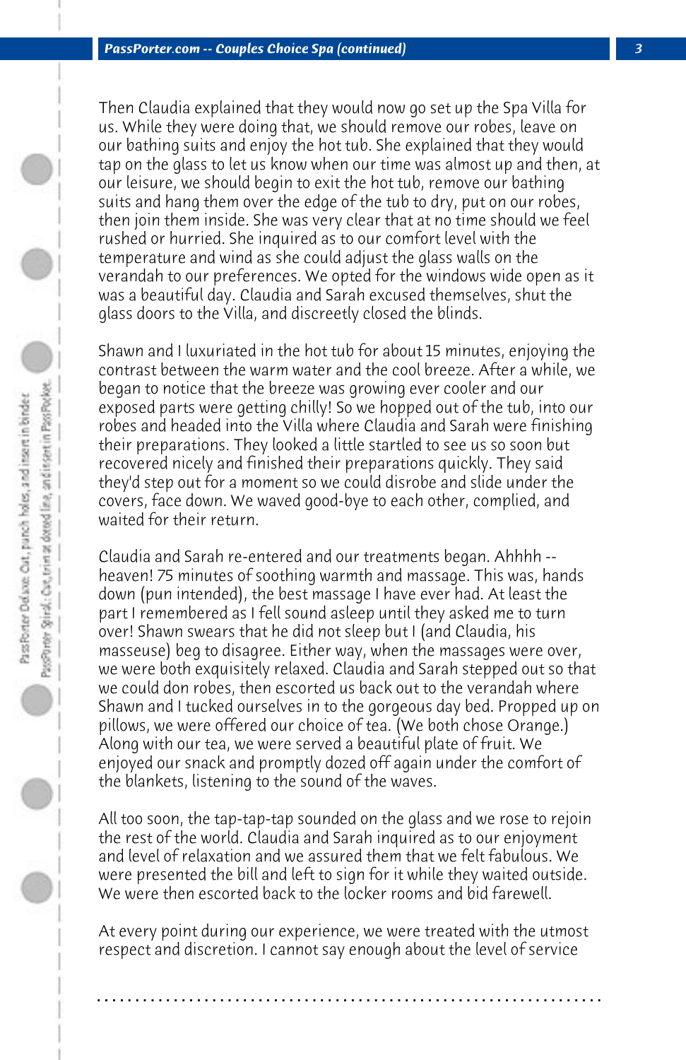Then Claudia explained that they would now go set up the Spa Villa for us. While they were doing that, we should remove our robes, leave on our bathing suits and enjoy the hot tub. She explained that they would tap on the glass to let us know when our time was almost up and then, at our leisure, we should begin to exit the hot tub, remove our bathing suits and hang them over the edge of the tub to dry, put on our robes, then join them inside. She was very clear that at no time should we feel rushed or hurried. She inquired as to our comfort level with the temperature and wind as she could adjust the glass walls on the verandah to our preferences. We opted for the windows wide open as it was a beautiful day. Claudia and Sarah excused themselves, shut the glass doors to the Villa, and discreetly closed the blinds.

Shawn and I luxuriated in the hot tub for about 15 minutes, enjoying the contrast between the warm water and the cool breeze. After a while, we began to notice that the breeze was growing ever cooler and our exposed parts were getting chilly! So we hopped out of the tub, into our robes and headed into the Villa where Claudia and Sarah were finishing their preparations. They looked a little startled to see us so soon but recovered nicely and finished their preparations quickly. They said they'd step out for a moment so we could disrobe and slide under the covers, face down. We waved good-bye to each other, complied, and waited for their return.

Claudia and Sarah re-entered and our treatments began. Ahhhh -- heaven! 75 minutes of soothing warmth and massage. This was, hands down (pun intended), the best massage I have ever had. At least the part I remembered as I fell sound asleep until they asked me to turn over! Shawn swears that he did not sleep but I (and Claudia, his masseuse) beg to disagree. Either way, when the massages were over, we were both exquisitely relaxed. Claudia and Sarah stepped out so that we could don robes, then escorted us back out to the verandah where Shawn and I tucked ourselves in to the gorgeous day bed. Propped up on pillows, we were offered our choice of tea. (We both chose Orange.) Along with our tea, we were served a beautiful plate of fruit. We enjoyed our snack and promptly dozed off again under the comfort of the blankets, listening to the sound of the waves.

All too soon, the tap-tap-tap sounded on the glass and we rose to rejoin the rest of the world. Claudia and Sarah inquired as to our enjoyment and level of relaxation and we assured them that we felt fabulous. We were presented the bill and left to sign for it while they waited outside. We were then escorted back to the locker rooms and bid farewell.

At every point during our experience, we were treated with the utmost respect and discretion. I cannot say enough about the level of service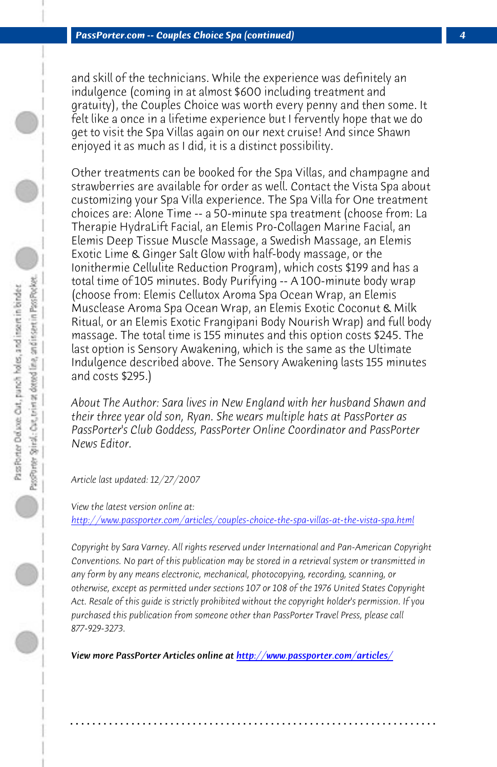and skill of the technicians. While the experience was definitely an indulgence (coming in at almost $600 including treatment and gratuity), the Couples Choice was worth every penny and then some. It felt like a once in a lifetime experience but I fervently hope that we do get to visit the Spa Villas again on our next cruise! And since Shawn enjoyed it as much as I did, it is a distinct possibility.

Other treatments can be booked for the Spa Villas, and champagne and strawberries are available for order as well. Contact the Vista Spa about customizing your Spa Villa experience. The Spa Villa for One treatment choices are: Alone Time -- a 50-minute spa treatment (choose from: La Therapie HydraLift Facial, an Elemis Pro-Collagen Marine Facial, an Elemis Deep Tissue Muscle Massage, a Swedish Massage, an Elemis Exotic Lime & Ginger Salt Glow with half-body massage, or the Ionithermie Cellulite Reduction Program), which costs $199 and has a total time of 105 minutes. Body Purifying -- A 100-minute body wrap (choose from: Elemis Cellutox Aroma Spa Ocean Wrap, an Elemis Musclease Aroma Spa Ocean Wrap, an Elemis Exotic Coconut & Milk Ritual, or an Elemis Exotic Frangipani Body Nourish Wrap) and full body massage. The total time is 155 minutes and this option costs $245. The last option is Sensory Awakening, which is the same as the Ultimate Indulgence described above. The Sensory Awakening lasts 155 minutes and costs $295.)

*About The Author: Sara lives in New England with her husband Shawn and their three year old son, Ryan. She wears multiple hats at PassPorter as PassPorter's Club Goddess, PassPorter Online Coordinator and PassPorter News Editor.*

*Article last updated: 12/27/2007*

*View the latest version online at:*
*http://www.passporter.com/articles/couples-choice-the-spa-villas-at-the-vista-spa.html*

*Copyright by Sara Varney. All rights reserved under International and Pan-American Copyright Conventions. No part of this publication may be stored in a retrieval system or transmitted in any form by any means electronic, mechanical, photocopying, recording, scanning, or otherwise, except as permitted under sections 107 or 108 of the 1976 United States Copyright Act. Resale of this guide is strictly prohibited without the copyright holder's permission. If you purchased this publication from someone other than PassPorter Travel Press, please call 877-929-3273.*

***View more PassPorter Articles online at http://www.passporter.com/articles/***